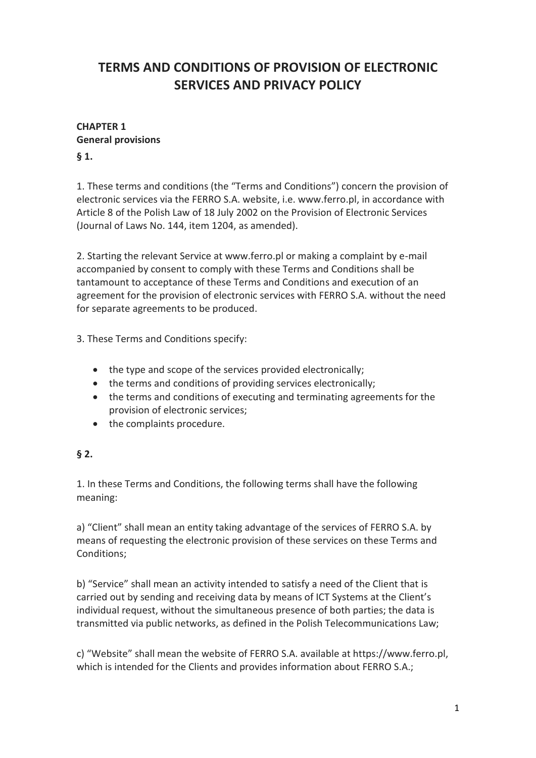# TERMS AND CONDITIONS OF PROVISION OF ELECTRONIC SERVICES AND PRIVACY POLICY

## CHAPTER 1
## General provisions

**§ 1.**

1. These terms and conditions (the "Terms and Conditions") concern the provision of electronic services via the FERRO S.A. website, i.e. www.ferro.pl, in accordance with Article 8 of the Polish Law of 18 July 2002 on the Provision of Electronic Services (Journal of Laws No. 144, item 1204, as amended).

2. Starting the relevant Service at www.ferro.pl or making a complaint by e-mail accompanied by consent to comply with these Terms and Conditions shall be tantamount to acceptance of these Terms and Conditions and execution of an agreement for the provision of electronic services with FERRO S.A. without the need for separate agreements to be produced.

3. These Terms and Conditions specify:

- the type and scope of the services provided electronically;
- the terms and conditions of providing services electronically;
- the terms and conditions of executing and terminating agreements for the provision of electronic services;
- the complaints procedure.

**§ 2.**

1. In these Terms and Conditions, the following terms shall have the following meaning:

a) "Client" shall mean an entity taking advantage of the services of FERRO S.A. by means of requesting the electronic provision of these services on these Terms and Conditions;

b) "Service" shall mean an activity intended to satisfy a need of the Client that is carried out by sending and receiving data by means of ICT Systems at the Client's individual request, without the simultaneous presence of both parties; the data is transmitted via public networks, as defined in the Polish Telecommunications Law;

c) "Website" shall mean the website of FERRO S.A. available at https://www.ferro.pl, which is intended for the Clients and provides information about FERRO S.A.;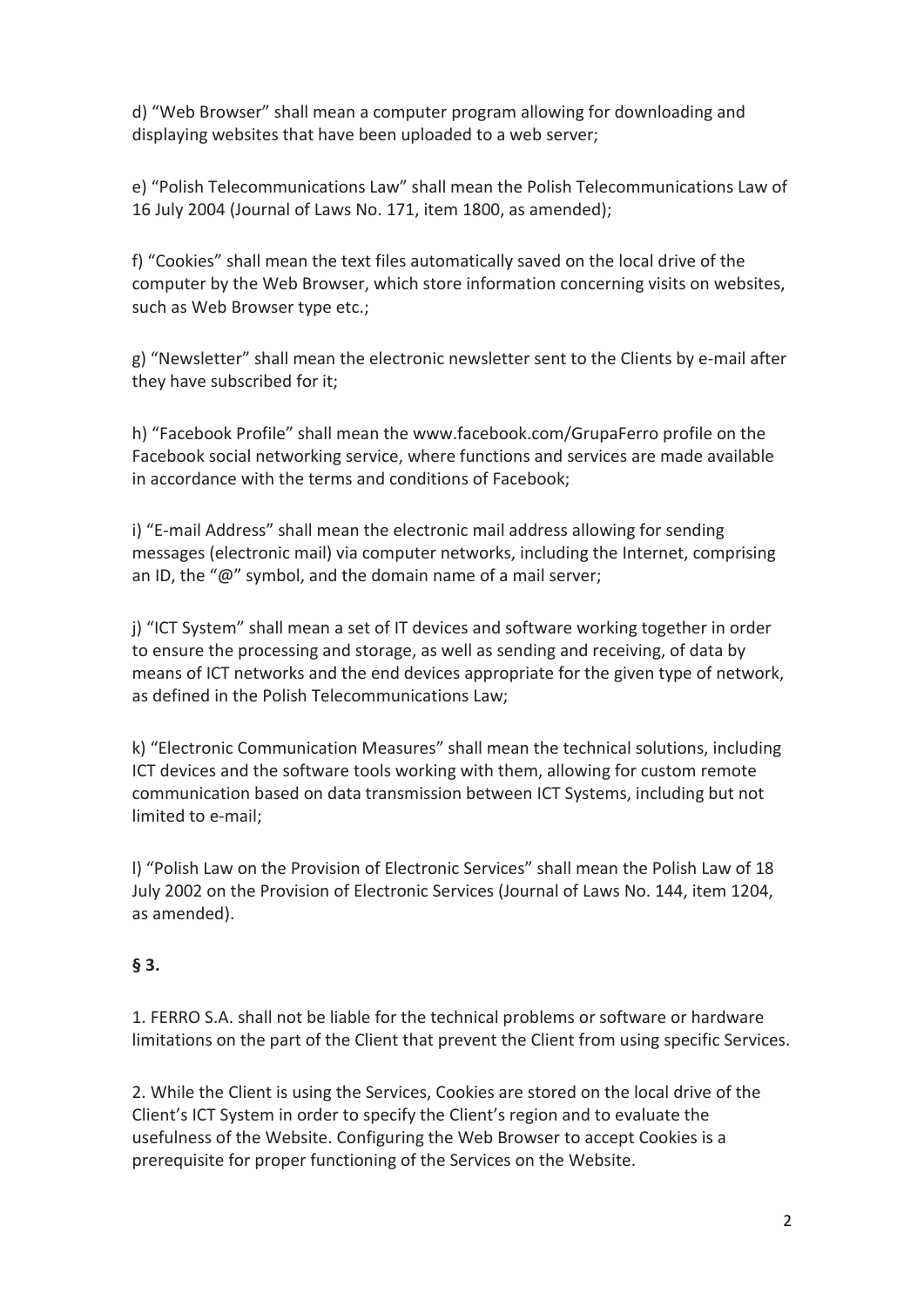d) “Web Browser” shall mean a computer program allowing for downloading and displaying websites that have been uploaded to a web server;

e) “Polish Telecommunications Law” shall mean the Polish Telecommunications Law of 16 July 2004 (Journal of Laws No. 171, item 1800, as amended);

f) “Cookies” shall mean the text files automatically saved on the local drive of the computer by the Web Browser, which store information concerning visits on websites, such as Web Browser type etc.;

g) “Newsletter” shall mean the electronic newsletter sent to the Clients by e-mail after they have subscribed for it;

h) “Facebook Profile” shall mean the www.facebook.com/GrupaFerro profile on the Facebook social networking service, where functions and services are made available in accordance with the terms and conditions of Facebook;

i) “E-mail Address” shall mean the electronic mail address allowing for sending messages (electronic mail) via computer networks, including the Internet, comprising an ID, the “@” symbol, and the domain name of a mail server;

j) “ICT System” shall mean a set of IT devices and software working together in order to ensure the processing and storage, as well as sending and receiving, of data by means of ICT networks and the end devices appropriate for the given type of network, as defined in the Polish Telecommunications Law;

k) “Electronic Communication Measures” shall mean the technical solutions, including ICT devices and the software tools working with them, allowing for custom remote communication based on data transmission between ICT Systems, including but not limited to e-mail;

l) “Polish Law on the Provision of Electronic Services” shall mean the Polish Law of 18 July 2002 on the Provision of Electronic Services (Journal of Laws No. 144, item 1204, as amended).

**§ 3.**

1. FERRO S.A. shall not be liable for the technical problems or software or hardware limitations on the part of the Client that prevent the Client from using specific Services.

2. While the Client is using the Services, Cookies are stored on the local drive of the Client’s ICT System in order to specify the Client’s region and to evaluate the usefulness of the Website. Configuring the Web Browser to accept Cookies is a prerequisite for proper functioning of the Services on the Website.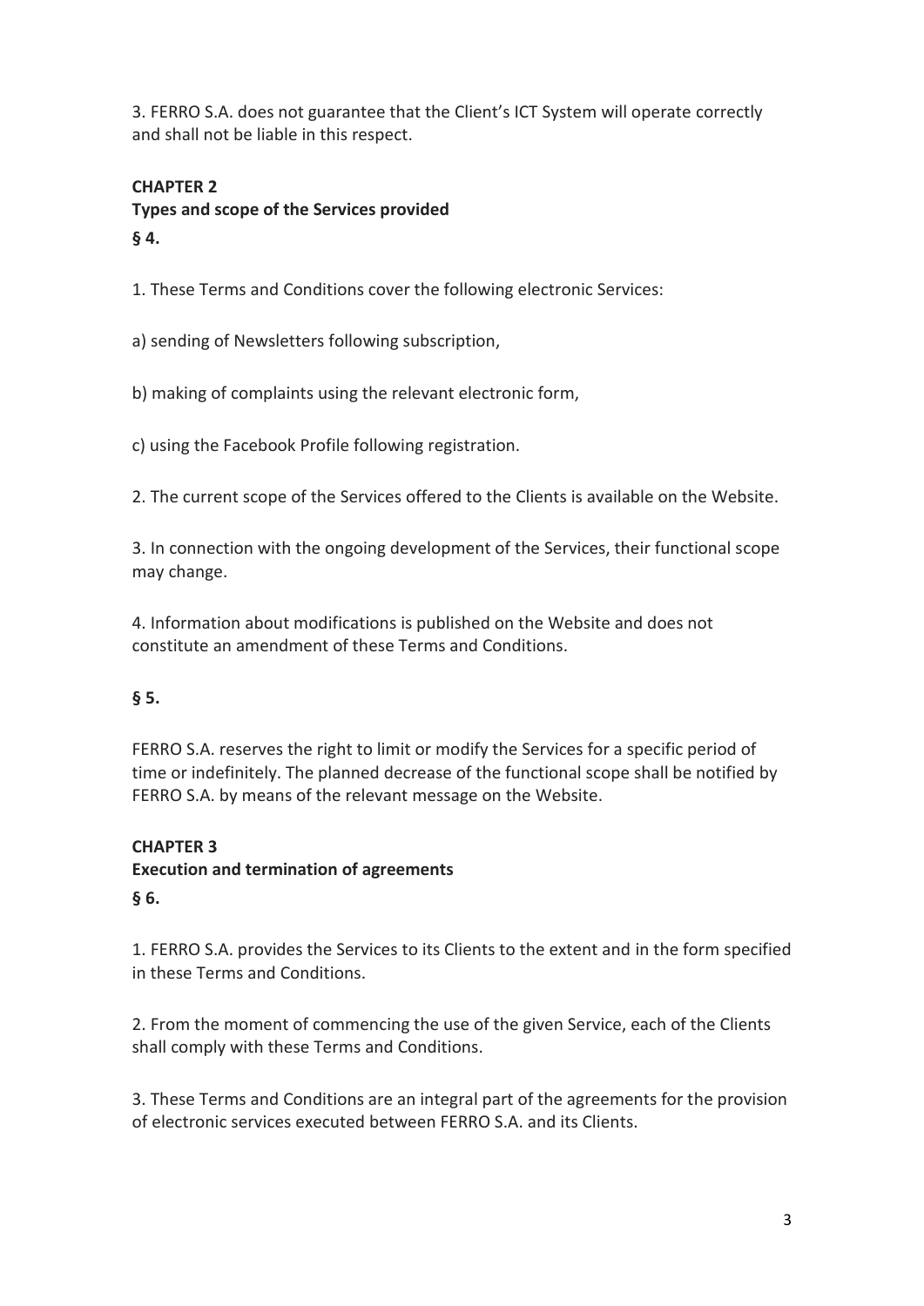3. FERRO S.A. does not guarantee that the Client's ICT System will operate correctly and shall not be liable in this respect.

## CHAPTER 2

## Types and scope of the Services provided

### § 4.

1. These Terms and Conditions cover the following electronic Services:

a) sending of Newsletters following subscription,

b) making of complaints using the relevant electronic form,

c) using the Facebook Profile following registration.

2. The current scope of the Services offered to the Clients is available on the Website.

3. In connection with the ongoing development of the Services, their functional scope may change.

4. Information about modifications is published on the Website and does not constitute an amendment of these Terms and Conditions.

### § 5.

FERRO S.A. reserves the right to limit or modify the Services for a specific period of time or indefinitely. The planned decrease of the functional scope shall be notified by FERRO S.A. by means of the relevant message on the Website.

## CHAPTER 3

## Execution and termination of agreements

### § 6.

1. FERRO S.A. provides the Services to its Clients to the extent and in the form specified in these Terms and Conditions.

2. From the moment of commencing the use of the given Service, each of the Clients shall comply with these Terms and Conditions.

3. These Terms and Conditions are an integral part of the agreements for the provision of electronic services executed between FERRO S.A. and its Clients.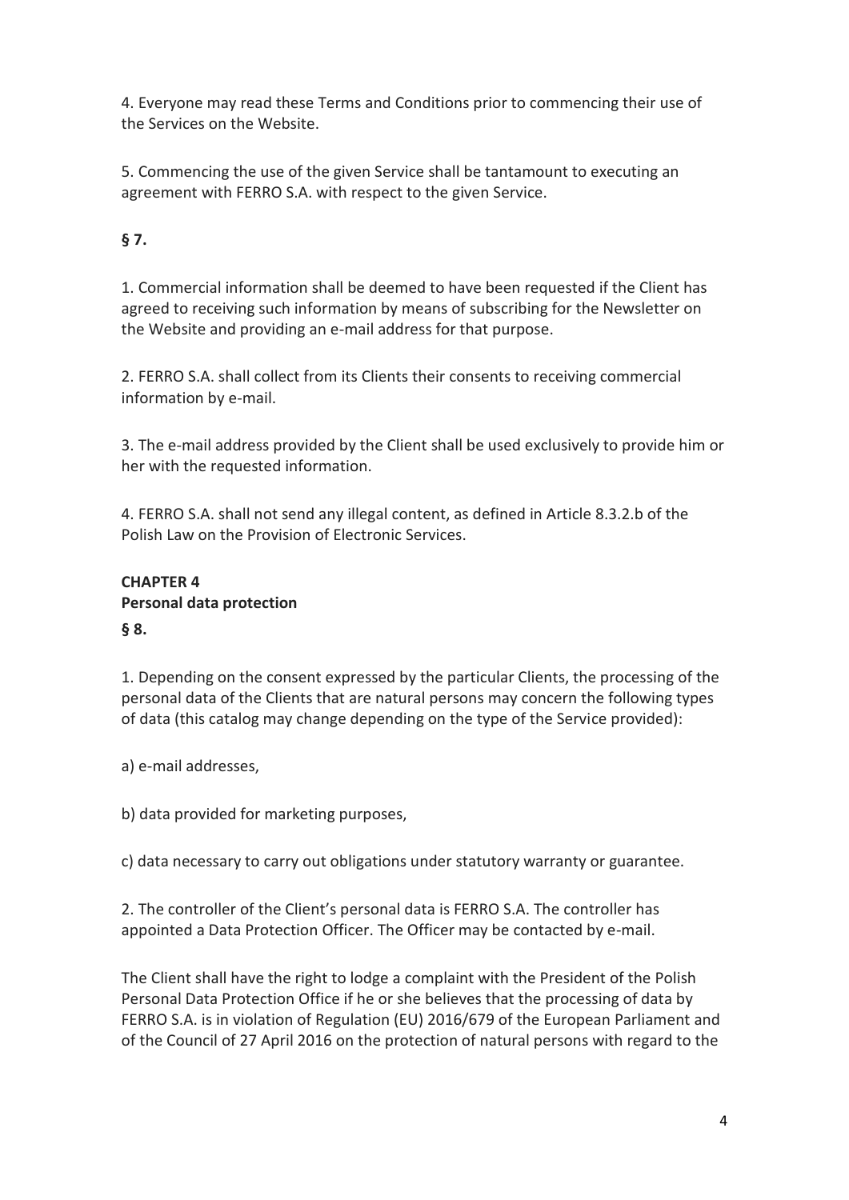4. Everyone may read these Terms and Conditions prior to commencing their use of the Services on the Website.

5. Commencing the use of the given Service shall be tantamount to executing an agreement with FERRO S.A. with respect to the given Service.

**§ 7.**

1. Commercial information shall be deemed to have been requested if the Client has agreed to receiving such information by means of subscribing for the Newsletter on the Website and providing an e-mail address for that purpose.

2. FERRO S.A. shall collect from its Clients their consents to receiving commercial information by e-mail.

3. The e-mail address provided by the Client shall be used exclusively to provide him or her with the requested information.

4. FERRO S.A. shall not send any illegal content, as defined in Article 8.3.2.b of the Polish Law on the Provision of Electronic Services.

## CHAPTER 4
## Personal data protection

**§ 8.**

1. Depending on the consent expressed by the particular Clients, the processing of the personal data of the Clients that are natural persons may concern the following types of data (this catalog may change depending on the type of the Service provided):

a) e-mail addresses,

b) data provided for marketing purposes,

c) data necessary to carry out obligations under statutory warranty or guarantee.

2. The controller of the Client's personal data is FERRO S.A. The controller has appointed a Data Protection Officer. The Officer may be contacted by e-mail.

The Client shall have the right to lodge a complaint with the President of the Polish Personal Data Protection Office if he or she believes that the processing of data by FERRO S.A. is in violation of Regulation (EU) 2016/679 of the European Parliament and of the Council of 27 April 2016 on the protection of natural persons with regard to the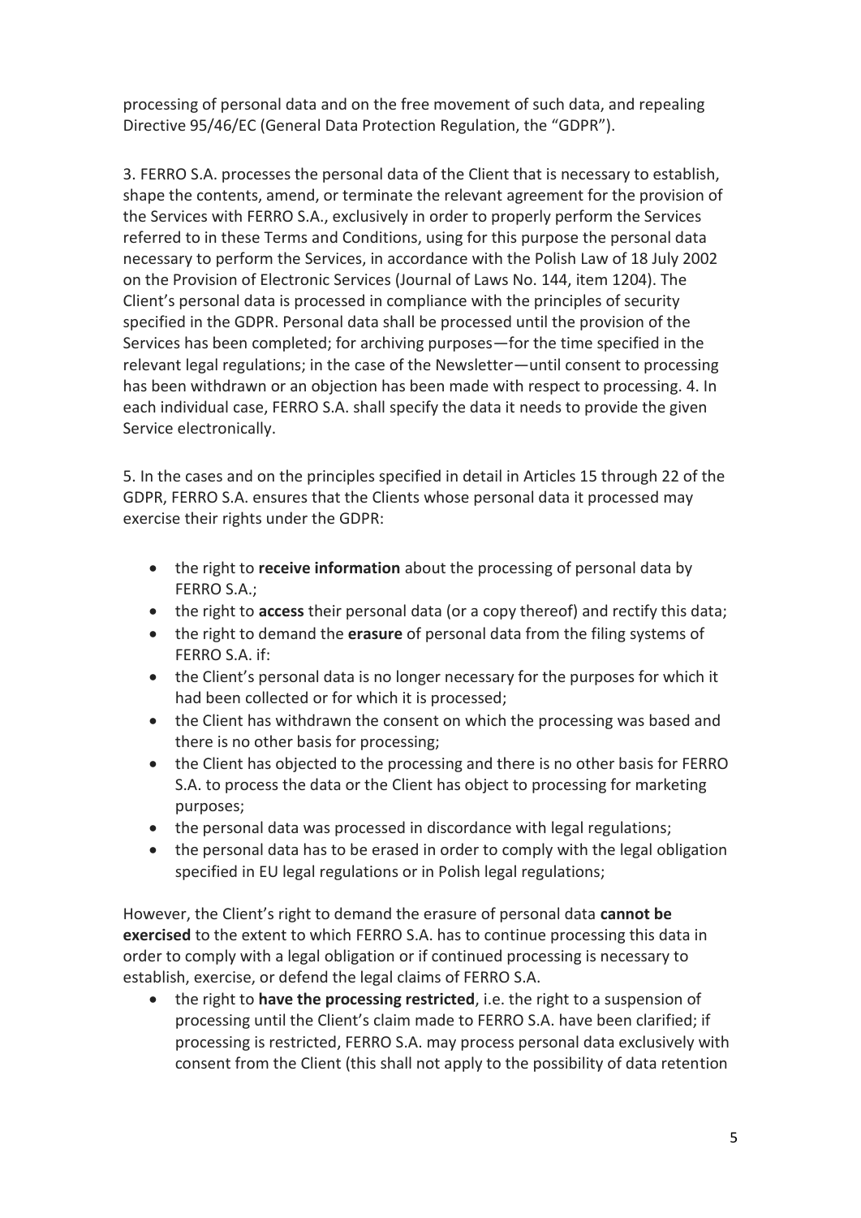processing of personal data and on the free movement of such data, and repealing Directive 95/46/EC (General Data Protection Regulation, the "GDPR").

3. FERRO S.A. processes the personal data of the Client that is necessary to establish, shape the contents, amend, or terminate the relevant agreement for the provision of the Services with FERRO S.A., exclusively in order to properly perform the Services referred to in these Terms and Conditions, using for this purpose the personal data necessary to perform the Services, in accordance with the Polish Law of 18 July 2002 on the Provision of Electronic Services (Journal of Laws No. 144, item 1204). The Client's personal data is processed in compliance with the principles of security specified in the GDPR. Personal data shall be processed until the provision of the Services has been completed; for archiving purposes—for the time specified in the relevant legal regulations; in the case of the Newsletter—until consent to processing has been withdrawn or an objection has been made with respect to processing. 4. In each individual case, FERRO S.A. shall specify the data it needs to provide the given Service electronically.

5. In the cases and on the principles specified in detail in Articles 15 through 22 of the GDPR, FERRO S.A. ensures that the Clients whose personal data it processed may exercise their rights under the GDPR:

- the right to **receive information** about the processing of personal data by FERRO S.A.;
- the right to **access** their personal data (or a copy thereof) and rectify this data;
- the right to demand the **erasure** of personal data from the filing systems of FERRO S.A. if:
- the Client's personal data is no longer necessary for the purposes for which it had been collected or for which it is processed;
- the Client has withdrawn the consent on which the processing was based and there is no other basis for processing;
- the Client has objected to the processing and there is no other basis for FERRO S.A. to process the data or the Client has object to processing for marketing purposes;
- the personal data was processed in discordance with legal regulations;
- the personal data has to be erased in order to comply with the legal obligation specified in EU legal regulations or in Polish legal regulations;

However, the Client's right to demand the erasure of personal data **cannot be exercised** to the extent to which FERRO S.A. has to continue processing this data in order to comply with a legal obligation or if continued processing is necessary to establish, exercise, or defend the legal claims of FERRO S.A.

- the right to **have the processing restricted**, i.e. the right to a suspension of processing until the Client's claim made to FERRO S.A. have been clarified; if processing is restricted, FERRO S.A. may process personal data exclusively with consent from the Client (this shall not apply to the possibility of data retention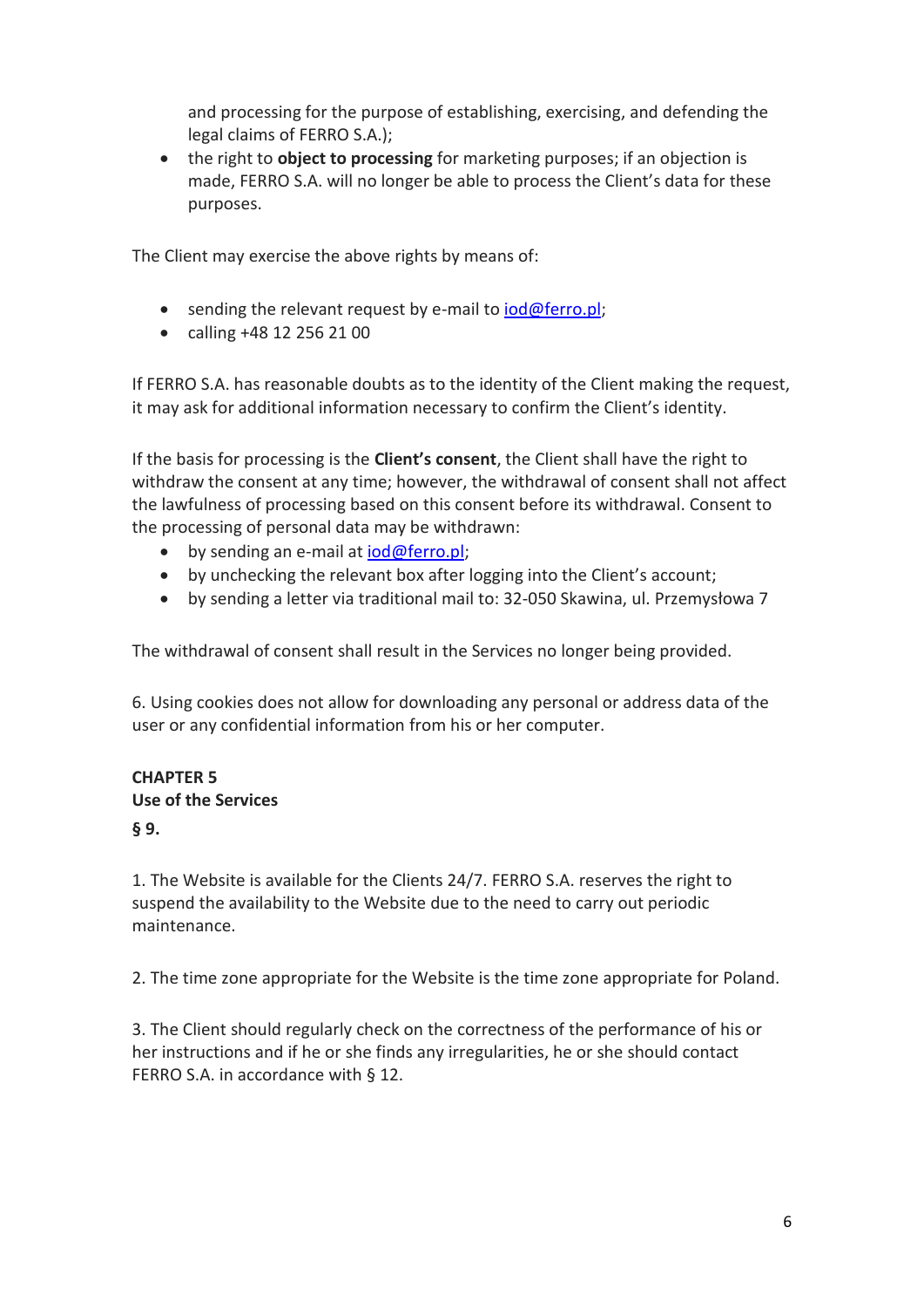and processing for the purpose of establishing, exercising, and defending the legal claims of FERRO S.A.);

- the right to **object to processing** for marketing purposes; if an objection is made, FERRO S.A. will no longer be able to process the Client's data for these purposes.

The Client may exercise the above rights by means of:

- sending the relevant request by e-mail to iod@ferro.pl;
- calling +48 12 256 21 00

If FERRO S.A. has reasonable doubts as to the identity of the Client making the request, it may ask for additional information necessary to confirm the Client's identity.

If the basis for processing is the **Client's consent**, the Client shall have the right to withdraw the consent at any time; however, the withdrawal of consent shall not affect the lawfulness of processing based on this consent before its withdrawal. Consent to the processing of personal data may be withdrawn:

- by sending an e-mail at iod@ferro.pl;
- by unchecking the relevant box after logging into the Client's account;
- by sending a letter via traditional mail to: 32-050 Skawina, ul. Przemysłowa 7

The withdrawal of consent shall result in the Services no longer being provided.

6. Using cookies does not allow for downloading any personal or address data of the user or any confidential information from his or her computer.

**CHAPTER 5**
**Use of the Services**

**§ 9.**

1. The Website is available for the Clients 24/7. FERRO S.A. reserves the right to suspend the availability to the Website due to the need to carry out periodic maintenance.

2. The time zone appropriate for the Website is the time zone appropriate for Poland.

3. The Client should regularly check on the correctness of the performance of his or her instructions and if he or she finds any irregularities, he or she should contact FERRO S.A. in accordance with § 12.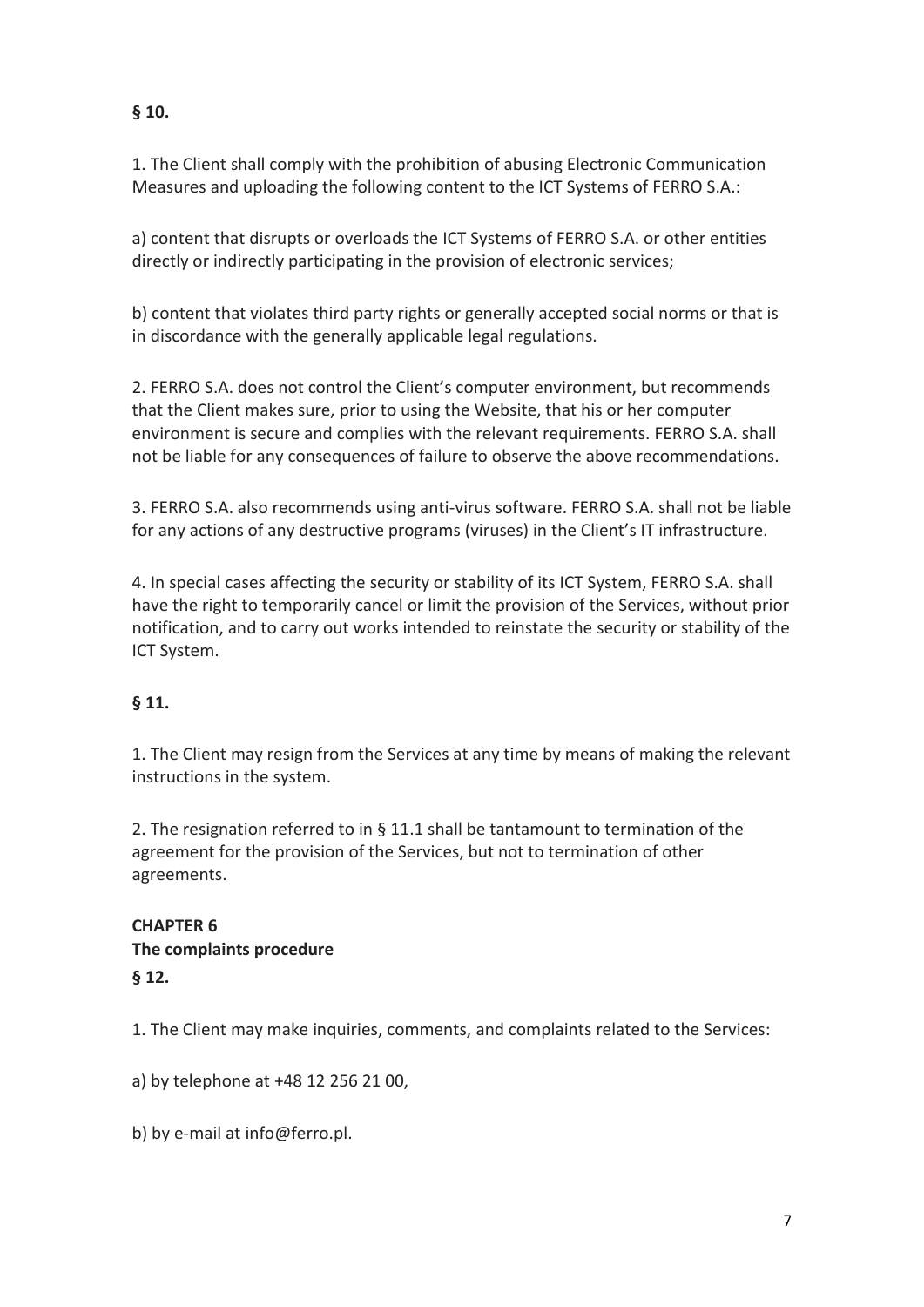**§ 10.**

1. The Client shall comply with the prohibition of abusing Electronic Communication Measures and uploading the following content to the ICT Systems of FERRO S.A.:

a) content that disrupts or overloads the ICT Systems of FERRO S.A. or other entities directly or indirectly participating in the provision of electronic services;

b) content that violates third party rights or generally accepted social norms or that is in discordance with the generally applicable legal regulations.

2. FERRO S.A. does not control the Client's computer environment, but recommends that the Client makes sure, prior to using the Website, that his or her computer environment is secure and complies with the relevant requirements. FERRO S.A. shall not be liable for any consequences of failure to observe the above recommendations.

3. FERRO S.A. also recommends using anti-virus software. FERRO S.A. shall not be liable for any actions of any destructive programs (viruses) in the Client's IT infrastructure.

4. In special cases affecting the security or stability of its ICT System, FERRO S.A. shall have the right to temporarily cancel or limit the provision of the Services, without prior notification, and to carry out works intended to reinstate the security or stability of the ICT System.

**§ 11.**

1. The Client may resign from the Services at any time by means of making the relevant instructions in the system.

2. The resignation referred to in § 11.1 shall be tantamount to termination of the agreement for the provision of the Services, but not to termination of other agreements.

**CHAPTER 6**
**The complaints procedure**
**§ 12.**

1. The Client may make inquiries, comments, and complaints related to the Services:

a) by telephone at +48 12 256 21 00,

b) by e-mail at info@ferro.pl.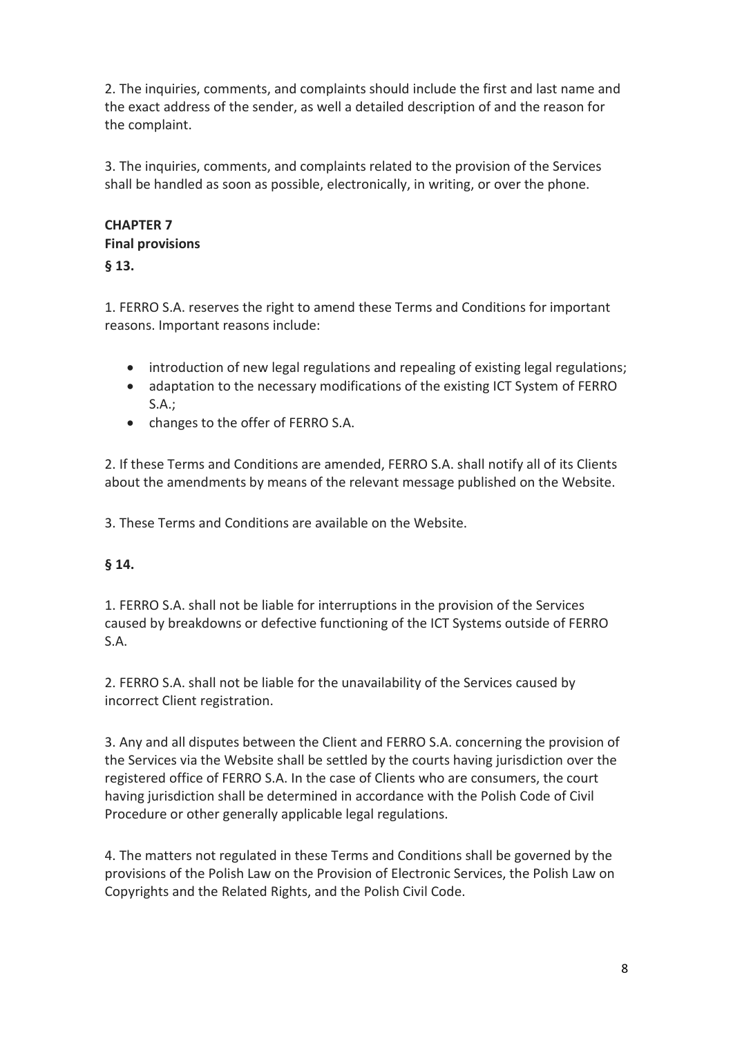2. The inquiries, comments, and complaints should include the first and last name and the exact address of the sender, as well a detailed description of and the reason for the complaint.

3. The inquiries, comments, and complaints related to the provision of the Services shall be handled as soon as possible, electronically, in writing, or over the phone.

## CHAPTER 7
## Final provisions
### § 13.

1. FERRO S.A. reserves the right to amend these Terms and Conditions for important reasons. Important reasons include:

- introduction of new legal regulations and repealing of existing legal regulations;
- adaptation to the necessary modifications of the existing ICT System of FERRO S.A.;
- changes to the offer of FERRO S.A.

2. If these Terms and Conditions are amended, FERRO S.A. shall notify all of its Clients about the amendments by means of the relevant message published on the Website.

3. These Terms and Conditions are available on the Website.

### § 14.

1. FERRO S.A. shall not be liable for interruptions in the provision of the Services caused by breakdowns or defective functioning of the ICT Systems outside of FERRO S.A.

2. FERRO S.A. shall not be liable for the unavailability of the Services caused by incorrect Client registration.

3. Any and all disputes between the Client and FERRO S.A. concerning the provision of the Services via the Website shall be settled by the courts having jurisdiction over the registered office of FERRO S.A. In the case of Clients who are consumers, the court having jurisdiction shall be determined in accordance with the Polish Code of Civil Procedure or other generally applicable legal regulations.

4. The matters not regulated in these Terms and Conditions shall be governed by the provisions of the Polish Law on the Provision of Electronic Services, the Polish Law on Copyrights and the Related Rights, and the Polish Civil Code.